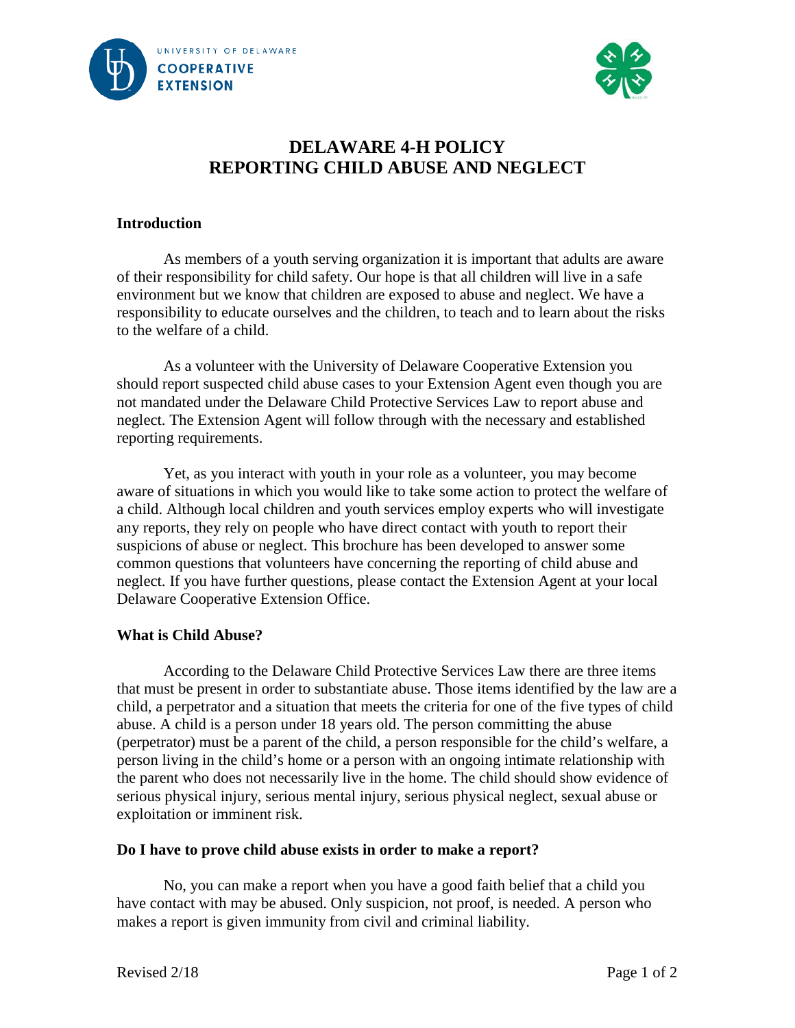# DELAWARE 4-H POLICY
# REPORTING CHILD ABUSE AND NEGLECT

### Introduction

As members of a youth serving organization it is important that adults are aware of their responsibility for child safety. Our hope is that all children will live in a safe environment but we know that children are exposed to abuse and neglect. We have a responsibility to educate ourselves and the children, to teach and to learn about the risks to the welfare of a child.

As a volunteer with the University of Delaware Cooperative Extension you should report suspected child abuse cases to your Extension Agent even though you are not mandated under the Delaware Child Protective Services Law to report abuse and neglect. The Extension Agent will follow through with the necessary and established reporting requirements.

Yet, as you interact with youth in your role as a volunteer, you may become aware of situations in which you would like to take some action to protect the welfare of a child. Although local children and youth services employ experts who will investigate any reports, they rely on people who have direct contact with youth to report their suspicions of abuse or neglect. This brochure has been developed to answer some common questions that volunteers have concerning the reporting of child abuse and neglect. If you have further questions, please contact the Extension Agent at your local Delaware Cooperative Extension Office.

### What is Child Abuse?

According to the Delaware Child Protective Services Law there are three items that must be present in order to substantiate abuse. Those items identified by the law are a child, a perpetrator and a situation that meets the criteria for one of the five types of child abuse. A child is a person under 18 years old. The person committing the abuse (perpetrator) must be a parent of the child, a person responsible for the child's welfare, a person living in the child's home or a person with an ongoing intimate relationship with the parent who does not necessarily live in the home. The child should show evidence of serious physical injury, serious mental injury, serious physical neglect, sexual abuse or exploitation or imminent risk.

### Do I have to prove child abuse exists in order to make a report?

No, you can make a report when you have a good faith belief that a child you have contact with may be abused. Only suspicion, not proof, is needed. A person who makes a report is given immunity from civil and criminal liability.

Revised 2/18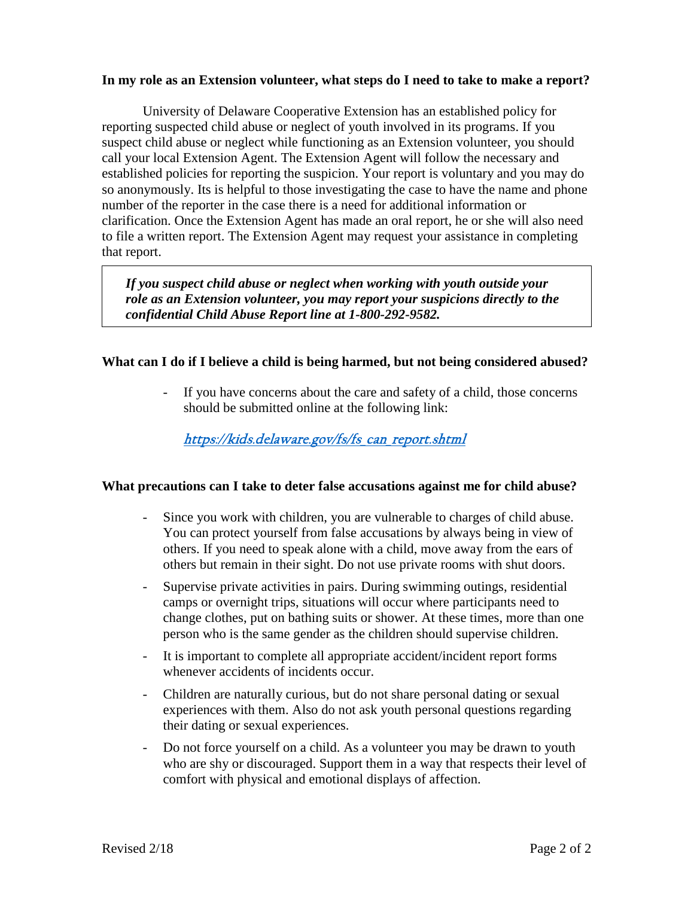**In my role as an Extension volunteer, what steps do I need to take to make a report?**

University of Delaware Cooperative Extension has an established policy for reporting suspected child abuse or neglect of youth involved in its programs. If you suspect child abuse or neglect while functioning as an Extension volunteer, you should call your local Extension Agent. The Extension Agent will follow the necessary and established policies for reporting the suspicion. Your report is voluntary and you may do so anonymously. Its is helpful to those investigating the case to have the name and phone number of the reporter in the case there is a need for additional information or clarification. Once the Extension Agent has made an oral report, he or she will also need to file a written report. The Extension Agent may request your assistance in completing that report.

***If you suspect child abuse or neglect when working with youth outside your role as an Extension volunteer, you may report your suspicions directly to the confidential Child Abuse Report line at 1-800-292-9582.***

**What can I do if I believe a child is being harmed, but not being considered abused?**

- If you have concerns about the care and safety of a child, those concerns should be submitted online at the following link:

  https://kids.delaware.gov/fs/fs_can_report.shtml

**What precautions can I take to deter false accusations against me for child abuse?**

- Since you work with children, you are vulnerable to charges of child abuse. You can protect yourself from false accusations by always being in view of others. If you need to speak alone with a child, move away from the ears of others but remain in their sight. Do not use private rooms with shut doors.
- Supervise private activities in pairs. During swimming outings, residential camps or overnight trips, situations will occur where participants need to change clothes, put on bathing suits or shower. At these times, more than one person who is the same gender as the children should supervise children.
- It is important to complete all appropriate accident/incident report forms whenever accidents of incidents occur.
- Children are naturally curious, but do not share personal dating or sexual experiences with them. Also do not ask youth personal questions regarding their dating or sexual experiences.
- Do not force yourself on a child. As a volunteer you may be drawn to youth who are shy or discouraged. Support them in a way that respects their level of comfort with physical and emotional displays of affection.

Revised 2/18